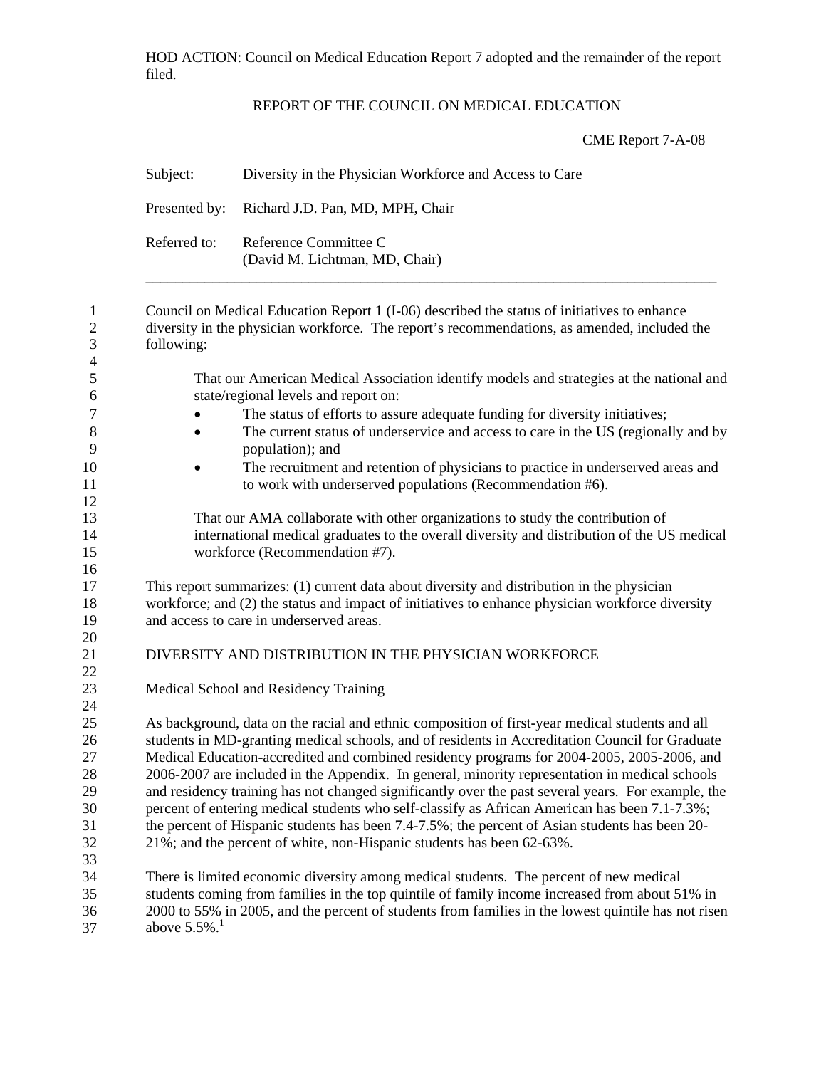HOD ACTION: Council on Medical Education Report 7 adopted and the remainder of the report filed.

REPORT OF THE COUNCIL ON MEDICAL EDUCATION

CME Report 7-A-08

Subject: Diversity in the Physician Workforce and Access to Care

Presented by: Richard J.D. Pan, MD, MPH, Chair

Referred to: Reference Committee C
(David M. Lichtman, MD, Chair)

---

Council on Medical Education Report 1 (I-06) described the status of initiatives to enhance diversity in the physician workforce. The report's recommendations, as amended, included the following:

> That our American Medical Association identify models and strategies at the national and state/regional levels and report on:
>
> - The status of efforts to assure adequate funding for diversity initiatives;
> - The current status of underservice and access to care in the US (regionally and by population); and
> - The recruitment and retention of physicians to practice in underserved areas and to work with underserved populations (Recommendation #6).
>
> That our AMA collaborate with other organizations to study the contribution of international medical graduates to the overall diversity and distribution of the US medical workforce (Recommendation #7).

This report summarizes: (1) current data about diversity and distribution in the physician workforce; and (2) the status and impact of initiatives to enhance physician workforce diversity and access to care in underserved areas.

## DIVERSITY AND DISTRIBUTION IN THE PHYSICIAN WORKFORCE

### Medical School and Residency Training

As background, data on the racial and ethnic composition of first-year medical students and all students in MD-granting medical schools, and of residents in Accreditation Council for Graduate Medical Education-accredited and combined residency programs for 2004-2005, 2005-2006, and 2006-2007 are included in the Appendix. In general, minority representation in medical schools and residency training has not changed significantly over the past several years. For example, the percent of entering medical students who self-classify as African American has been 7.1-7.3%; the percent of Hispanic students has been 7.4-7.5%; the percent of Asian students has been 20-21%; and the percent of white, non-Hispanic students has been 62-63%.

There is limited economic diversity among medical students. The percent of new medical students coming from families in the top quintile of family income increased from about 51% in 2000 to 55% in 2005, and the percent of students from families in the lowest quintile has not risen above 5.5%.[1]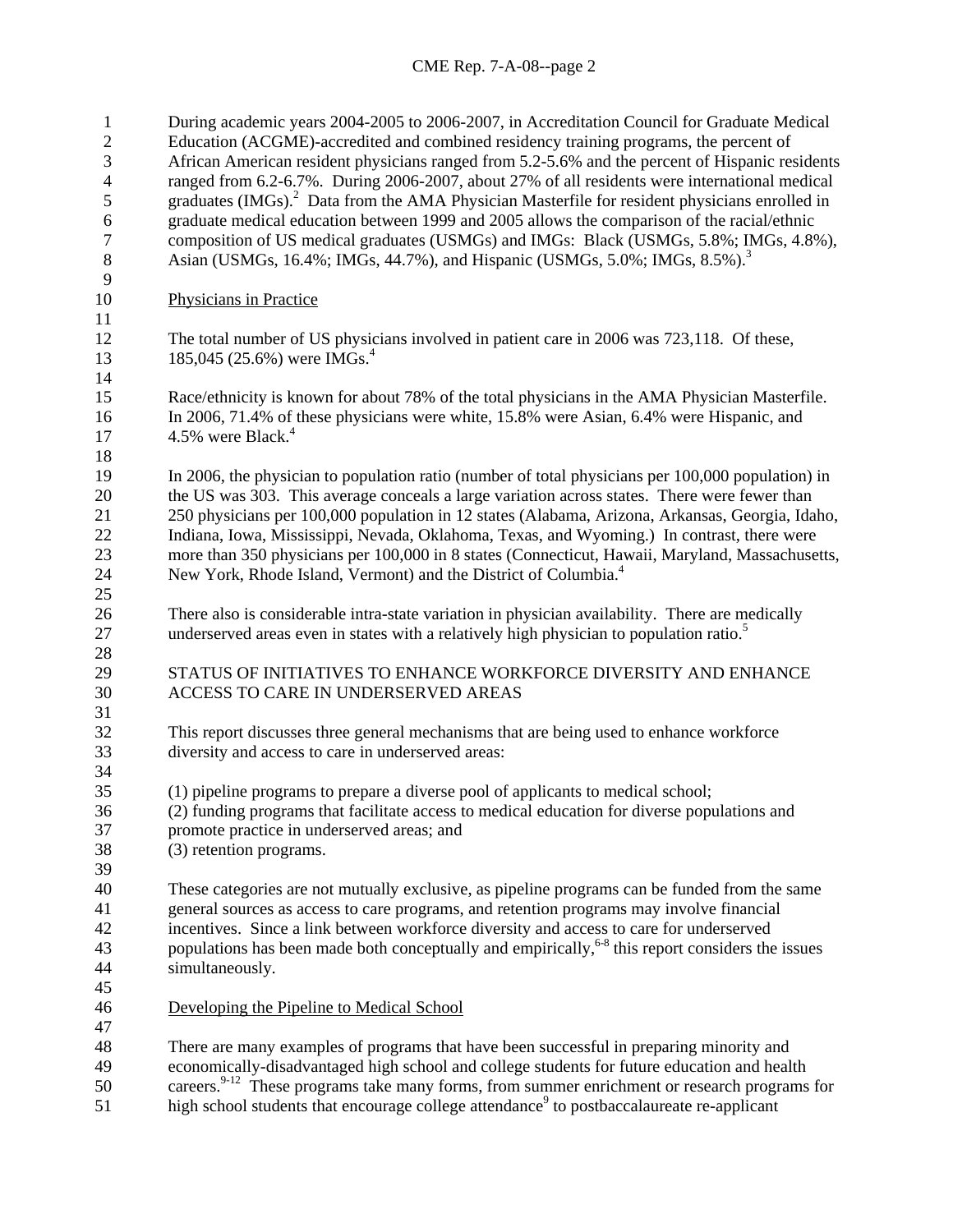During academic years 2004-2005 to 2006-2007, in Accreditation Council for Graduate Medical Education (ACGME)-accredited and combined residency training programs, the percent of African American resident physicians ranged from 5.2-5.6% and the percent of Hispanic residents ranged from 6.2-6.7%. During 2006-2007, about 27% of all residents were international medical graduates (IMGs).[2] Data from the AMA Physician Masterfile for resident physicians enrolled in graduate medical education between 1999 and 2005 allows the comparison of the racial/ethnic composition of US medical graduates (USMGs) and IMGs: Black (USMGs, 5.8%; IMGs, 4.8%), Asian (USMGs, 16.4%; IMGs, 44.7%), and Hispanic (USMGs, 5.0%; IMGs, 8.5%).[3]

Physicians in Practice

The total number of US physicians involved in patient care in 2006 was 723,118. Of these, 185,045 (25.6%) were IMGs.[4]

Race/ethnicity is known for about 78% of the total physicians in the AMA Physician Masterfile. In 2006, 71.4% of these physicians were white, 15.8% were Asian, 6.4% were Hispanic, and 4.5% were Black.[4]

In 2006, the physician to population ratio (number of total physicians per 100,000 population) in the US was 303. This average conceals a large variation across states. There were fewer than 250 physicians per 100,000 population in 12 states (Alabama, Arizona, Arkansas, Georgia, Idaho, Indiana, Iowa, Mississippi, Nevada, Oklahoma, Texas, and Wyoming.) In contrast, there were more than 350 physicians per 100,000 in 8 states (Connecticut, Hawaii, Maryland, Massachusetts, New York, Rhode Island, Vermont) and the District of Columbia.[4]

There also is considerable intra-state variation in physician availability. There are medically underserved areas even in states with a relatively high physician to population ratio.[5]

## STATUS OF INITIATIVES TO ENHANCE WORKFORCE DIVERSITY AND ENHANCE ACCESS TO CARE IN UNDERSERVED AREAS

This report discusses three general mechanisms that are being used to enhance workforce diversity and access to care in underserved areas:

(1) pipeline programs to prepare a diverse pool of applicants to medical school;
(2) funding programs that facilitate access to medical education for diverse populations and promote practice in underserved areas; and
(3) retention programs.

These categories are not mutually exclusive, as pipeline programs can be funded from the same general sources as access to care programs, and retention programs may involve financial incentives. Since a link between workforce diversity and access to care for underserved populations has been made both conceptually and empirically,[6-8] this report considers the issues simultaneously.

Developing the Pipeline to Medical School

There are many examples of programs that have been successful in preparing minority and economically-disadvantaged high school and college students for future education and health careers.[9-12] These programs take many forms, from summer enrichment or research programs for high school students that encourage college attendance[9] to postbaccalaureate re-applicant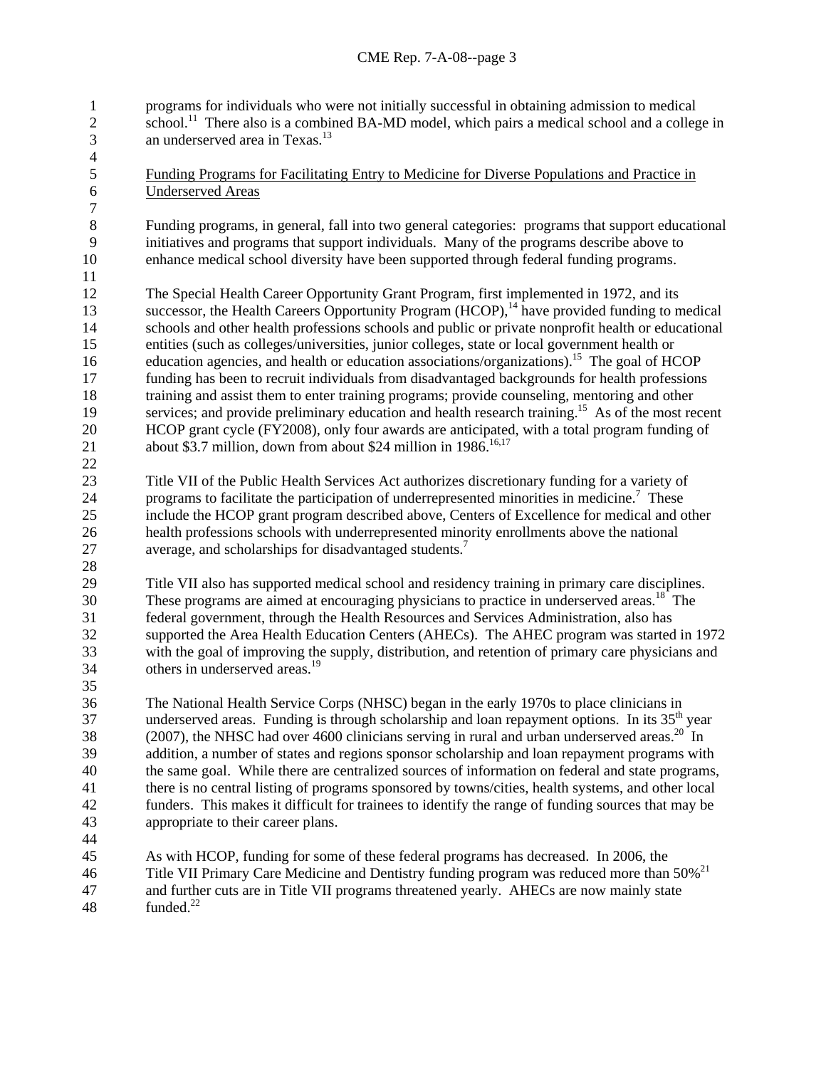programs for individuals who were not initially successful in obtaining admission to medical school.[11] There also is a combined BA-MD model, which pairs a medical school and a college in an underserved area in Texas.[13]

Funding Programs for Facilitating Entry to Medicine for Diverse Populations and Practice in Underserved Areas

Funding programs, in general, fall into two general categories: programs that support educational initiatives and programs that support individuals. Many of the programs describe above to enhance medical school diversity have been supported through federal funding programs.

The Special Health Career Opportunity Grant Program, first implemented in 1972, and its successor, the Health Careers Opportunity Program (HCOP),[14] have provided funding to medical schools and other health professions schools and public or private nonprofit health or educational entities (such as colleges/universities, junior colleges, state or local government health or education agencies, and health or education associations/organizations).[15] The goal of HCOP funding has been to recruit individuals from disadvantaged backgrounds for health professions training and assist them to enter training programs; provide counseling, mentoring and other services; and provide preliminary education and health research training.[15] As of the most recent HCOP grant cycle (FY2008), only four awards are anticipated, with a total program funding of about $3.7 million, down from about $24 million in 1986.[16,17]

Title VII of the Public Health Services Act authorizes discretionary funding for a variety of programs to facilitate the participation of underrepresented minorities in medicine.[7] These include the HCOP grant program described above, Centers of Excellence for medical and other health professions schools with underrepresented minority enrollments above the national average, and scholarships for disadvantaged students.[7]

Title VII also has supported medical school and residency training in primary care disciplines. These programs are aimed at encouraging physicians to practice in underserved areas.[18] The federal government, through the Health Resources and Services Administration, also has supported the Area Health Education Centers (AHECs). The AHEC program was started in 1972 with the goal of improving the supply, distribution, and retention of primary care physicians and others in underserved areas.[19]

The National Health Service Corps (NHSC) began in the early 1970s to place clinicians in underserved areas. Funding is through scholarship and loan repayment options. In its 35th year (2007), the NHSC had over 4600 clinicians serving in rural and urban underserved areas.[20] In addition, a number of states and regions sponsor scholarship and loan repayment programs with the same goal. While there are centralized sources of information on federal and state programs, there is no central listing of programs sponsored by towns/cities, health systems, and other local funders. This makes it difficult for trainees to identify the range of funding sources that may be appropriate to their career plans.

As with HCOP, funding for some of these federal programs has decreased. In 2006, the Title VII Primary Care Medicine and Dentistry funding program was reduced more than 50%[21] and further cuts are in Title VII programs threatened yearly. AHECs are now mainly state funded.[22]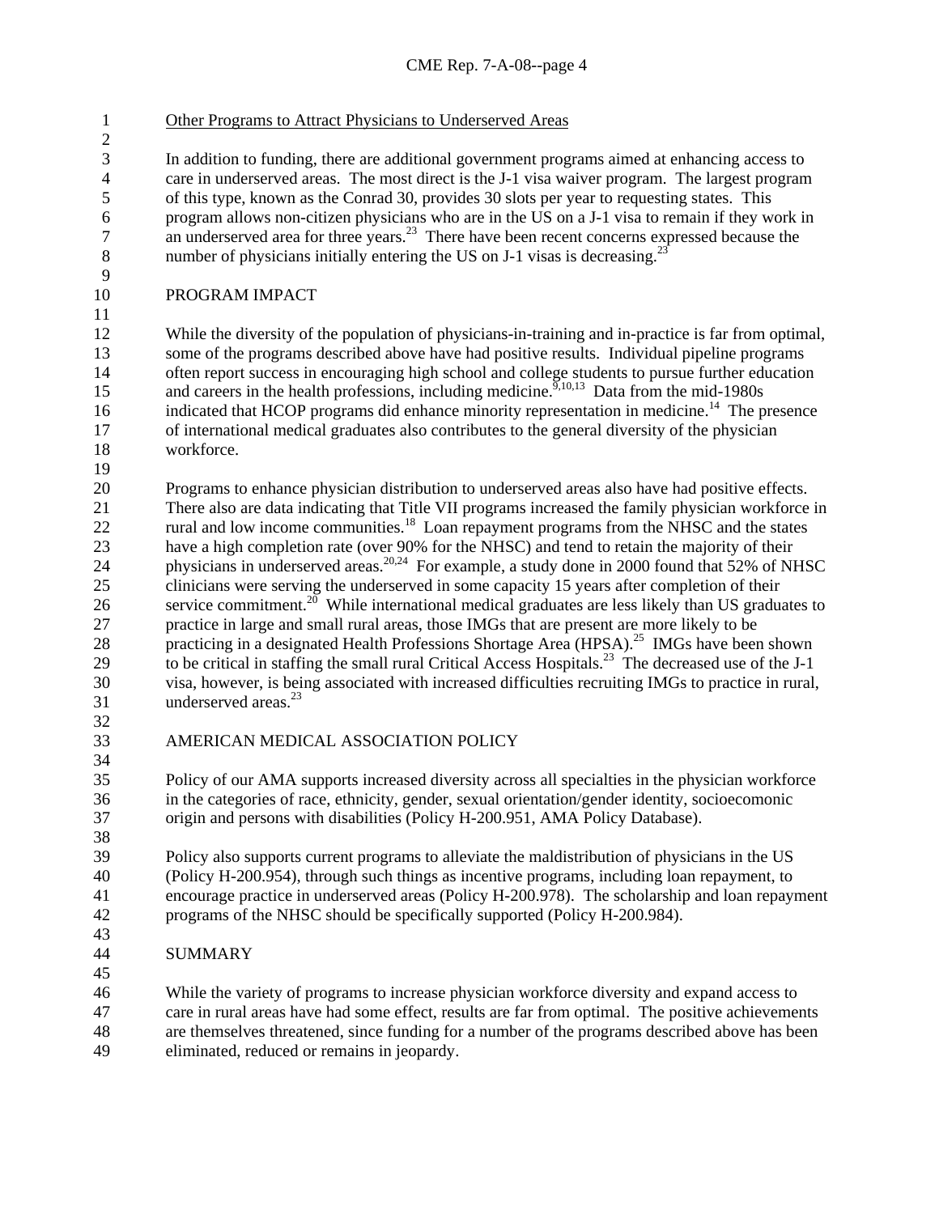Other Programs to Attract Physicians to Underserved Areas

In addition to funding, there are additional government programs aimed at enhancing access to care in underserved areas. The most direct is the J-1 visa waiver program. The largest program of this type, known as the Conrad 30, provides 30 slots per year to requesting states. This program allows non-citizen physicians who are in the US on a J-1 visa to remain if they work in an underserved area for three years.[23] There have been recent concerns expressed because the number of physicians initially entering the US on J-1 visas is decreasing.[23]

## PROGRAM IMPACT

While the diversity of the population of physicians-in-training and in-practice is far from optimal, some of the programs described above have had positive results. Individual pipeline programs often report success in encouraging high school and college students to pursue further education and careers in the health professions, including medicine.[9,10,13] Data from the mid-1980s indicated that HCOP programs did enhance minority representation in medicine.[14] The presence of international medical graduates also contributes to the general diversity of the physician workforce.

Programs to enhance physician distribution to underserved areas also have had positive effects. There also are data indicating that Title VII programs increased the family physician workforce in rural and low income communities.[18] Loan repayment programs from the NHSC and the states have a high completion rate (over 90% for the NHSC) and tend to retain the majority of their physicians in underserved areas.[20,24] For example, a study done in 2000 found that 52% of NHSC clinicians were serving the underserved in some capacity 15 years after completion of their service commitment.[20] While international medical graduates are less likely than US graduates to practice in large and small rural areas, those IMGs that are present are more likely to be practicing in a designated Health Professions Shortage Area (HPSA).[25] IMGs have been shown to be critical in staffing the small rural Critical Access Hospitals.[23] The decreased use of the J-1 visa, however, is being associated with increased difficulties recruiting IMGs to practice in rural, underserved areas.[23]

## AMERICAN MEDICAL ASSOCIATION POLICY

Policy of our AMA supports increased diversity across all specialties in the physician workforce in the categories of race, ethnicity, gender, sexual orientation/gender identity, socioecomonic origin and persons with disabilities (Policy H-200.951, AMA Policy Database).

Policy also supports current programs to alleviate the maldistribution of physicians in the US (Policy H-200.954), through such things as incentive programs, including loan repayment, to encourage practice in underserved areas (Policy H-200.978). The scholarship and loan repayment programs of the NHSC should be specifically supported (Policy H-200.984).

## SUMMARY

While the variety of programs to increase physician workforce diversity and expand access to care in rural areas have had some effect, results are far from optimal. The positive achievements are themselves threatened, since funding for a number of the programs described above has been eliminated, reduced or remains in jeopardy.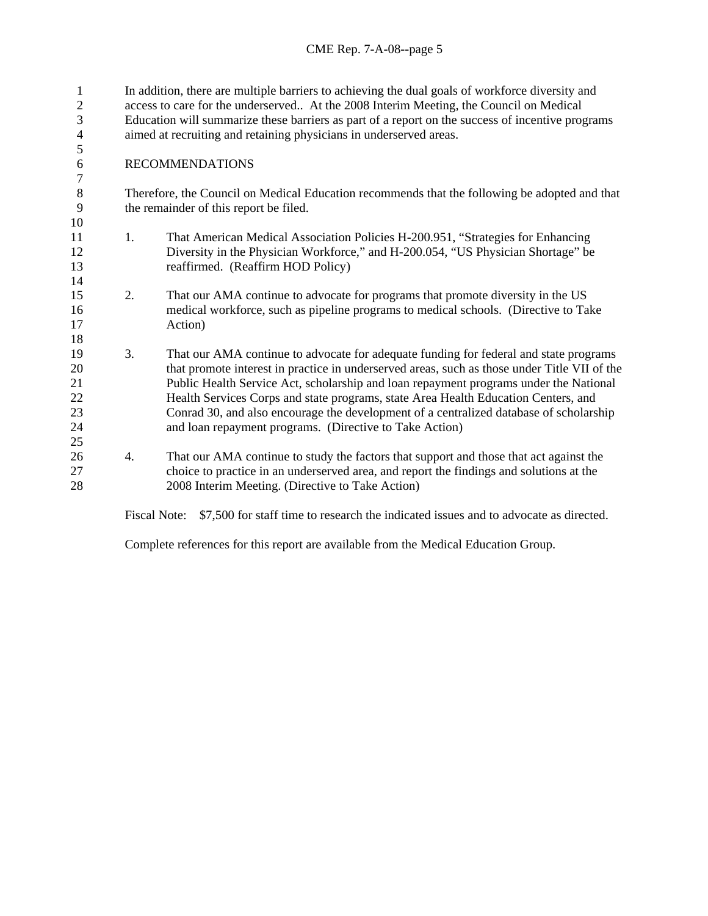In addition, there are multiple barriers to achieving the dual goals of workforce diversity and access to care for the underserved.. At the 2008 Interim Meeting, the Council on Medical Education will summarize these barriers as part of a report on the success of incentive programs aimed at recruiting and retaining physicians in underserved areas.

## RECOMMENDATIONS

Therefore, the Council on Medical Education recommends that the following be adopted and that the remainder of this report be filed.

1. That American Medical Association Policies H-200.951, "Strategies for Enhancing Diversity in the Physician Workforce," and H-200.054, "US Physician Shortage" be reaffirmed. (Reaffirm HOD Policy)

2. That our AMA continue to advocate for programs that promote diversity in the US medical workforce, such as pipeline programs to medical schools. (Directive to Take Action)

3. That our AMA continue to advocate for adequate funding for federal and state programs that promote interest in practice in underserved areas, such as those under Title VII of the Public Health Service Act, scholarship and loan repayment programs under the National Health Services Corps and state programs, state Area Health Education Centers, and Conrad 30, and also encourage the development of a centralized database of scholarship and loan repayment programs. (Directive to Take Action)

4. That our AMA continue to study the factors that support and those that act against the choice to practice in an underserved area, and report the findings and solutions at the 2008 Interim Meeting. (Directive to Take Action)

Fiscal Note: $7,500 for staff time to research the indicated issues and to advocate as directed.

Complete references for this report are available from the Medical Education Group.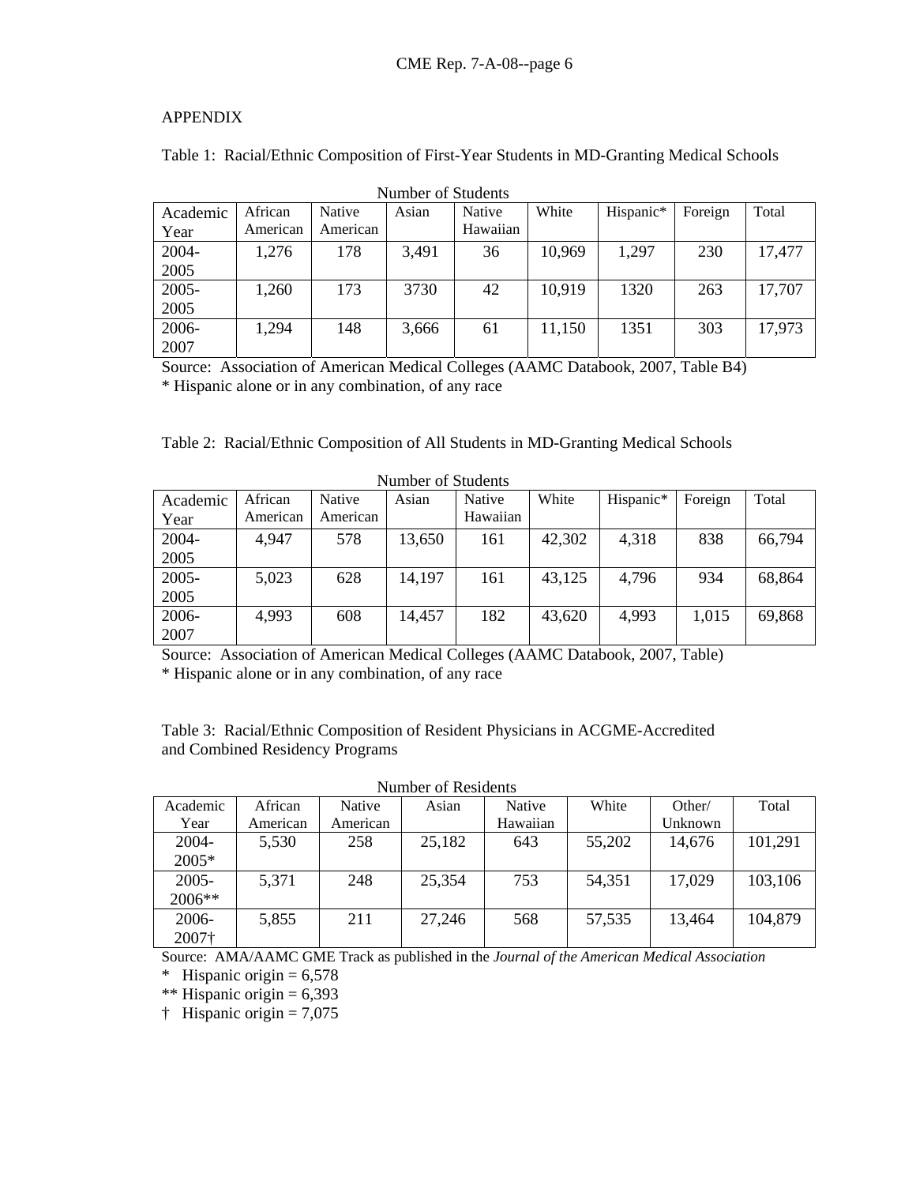APPENDIX

Table 1: Racial/Ethnic Composition of First-Year Students in MD-Granting Medical Schools

Number of Students

| Academic Year | African American | Native American | Asian | Native Hawaiian | White | Hispanic* | Foreign | Total |
|---|---|---|---|---|---|---|---|---|
| 2004-2005 | 1,276 | 178 | 3,491 | 36 | 10,969 | 1,297 | 230 | 17,477 |
| 2005-2005 | 1,260 | 173 | 3730 | 42 | 10,919 | 1320 | 263 | 17,707 |
| 2006-2007 | 1,294 | 148 | 3,666 | 61 | 11,150 | 1351 | 303 | 17,973 |

Source: Association of American Medical Colleges (AAMC Databook, 2007, Table B4)
* Hispanic alone or in any combination, of any race

Table 2: Racial/Ethnic Composition of All Students in MD-Granting Medical Schools

Number of Students

| Academic Year | African American | Native American | Asian | Native Hawaiian | White | Hispanic* | Foreign | Total |
|---|---|---|---|---|---|---|---|---|
| 2004-2005 | 4,947 | 578 | 13,650 | 161 | 42,302 | 4,318 | 838 | 66,794 |
| 2005-2005 | 5,023 | 628 | 14,197 | 161 | 43,125 | 4,796 | 934 | 68,864 |
| 2006-2007 | 4,993 | 608 | 14,457 | 182 | 43,620 | 4,993 | 1,015 | 69,868 |

Source: Association of American Medical Colleges (AAMC Databook, 2007, Table)
* Hispanic alone or in any combination, of any race

Table 3: Racial/Ethnic Composition of Resident Physicians in ACGME-Accredited and Combined Residency Programs

Number of Residents

| Academic Year | African American | Native American | Asian | Native Hawaiian | White | Other/ Unknown | Total |
|---|---|---|---|---|---|---|---|
| 2004-2005* | 5,530 | 258 | 25,182 | 643 | 55,202 | 14,676 | 101,291 |
| 2005-2006** | 5,371 | 248 | 25,354 | 753 | 54,351 | 17,029 | 103,106 |
| 2006-2007† | 5,855 | 211 | 27,246 | 568 | 57,535 | 13,464 | 104,879 |

Source: AMA/AAMC GME Track as published in the *Journal of the American Medical Association*

* Hispanic origin = 6,578

** Hispanic origin = 6,393

† Hispanic origin = 7,075